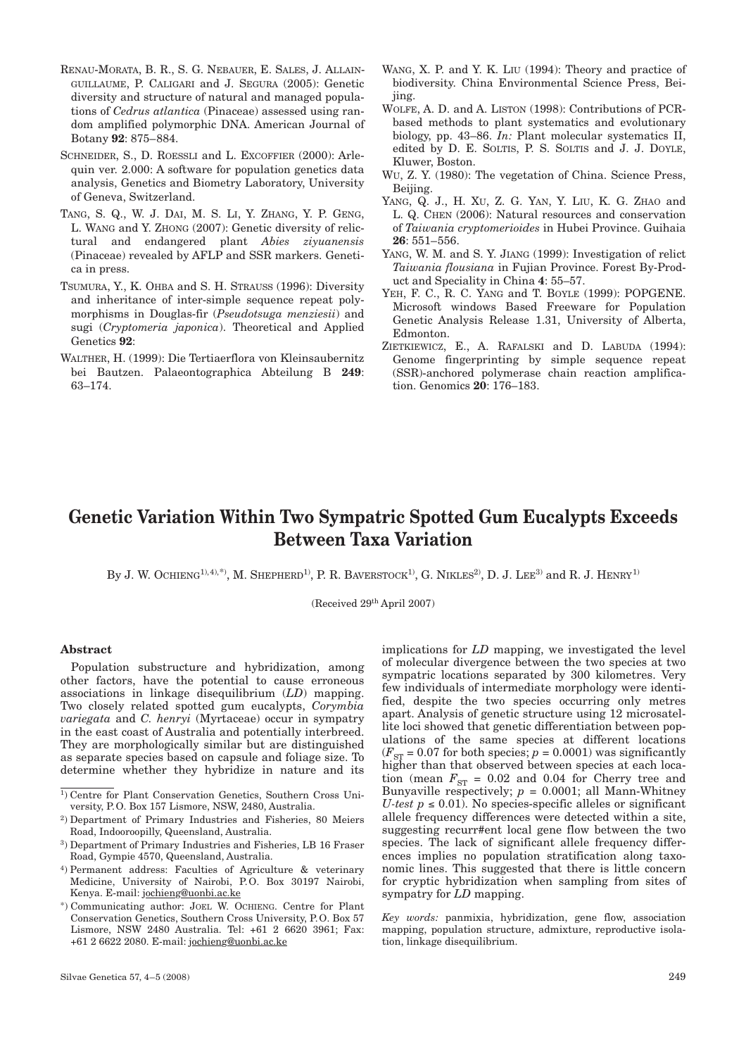RENAU-MORATA, B. R., S. G. NEBAUER, E. SALES, J. ALLAINGUILLAUME, P. CALIGARI and J. SEGURA (2005): Genetic diversity and structure of natural and managed populations of *Cedrus atlantica* (Pinaceae) assessed using random amplified polymorphic DNA. American Journal of Botany **92**: 875–884.

SCHNEIDER, S., D. ROESSLI and L. EXCOFFIER (2000): Arlequin ver. 2.000: A software for population genetics data analysis, Genetics and Biometry Laboratory, University of Geneva, Switzerland.

TANG, S. Q., W. J. DAI, M. S. LI, Y. ZHANG, Y. P. GENG, L. WANG and Y. ZHONG (2007): Genetic diversity of relictural and endangered plant *Abies ziyuanensis* (Pinaceae) revealed by AFLP and SSR markers. Genetica in press.

TSUMURA, Y., K. OHBA and S. H. STRAUSS (1996): Diversity and inheritance of inter-simple sequence repeat polymorphisms in Douglas-fir (*Pseudotsuga menziesii*) and sugi (*Cryptomeria japonica*). Theoretical and Applied Genetics **92**:

WALTHER, H. (1999): Die Tertiaerflora von Kleinsaubernitz bei Bautzen. Palaeontographica Abteilung B **249**: 63–174.

WANG, X. P. and Y. K. LIU (1994): Theory and practice of biodiversity. China Environmental Science Press, Beijing.

WOLFE, A. D. and A. LISTON (1998): Contributions of PCR-based methods to plant systematics and evolutionary biology, pp. 43–86. *In:* Plant molecular systematics II, edited by D. E. SOLTIS, P. S. SOLTIS and J. J. DOYLE, Kluwer, Boston.

WU, Z. Y. (1980): The vegetation of China. Science Press, Beijing.

YANG, Q. J., H. XU, Z. G. YAN, Y. LIU, K. G. ZHAO and L. Q. CHEN (2006): Natural resources and conservation of *Taiwania cryptomerioides* in Hubei Province. Guihaia **26**: 551–556.

YANG, W. M. and S. Y. JIANG (1999): Investigation of relict *Taiwania flousiana* in Fujian Province. Forest By-Product and Speciality in China **4**: 55–57.

YEH, F. C., R. C. YANG and T. BOYLE (1999): POPGENE. Microsoft windows Based Freeware for Population Genetic Analysis Release 1.31, University of Alberta, Edmonton.

ZIETKIEWICZ, E., A. RAFALSKI and D. LABUDA (1994): Genome fingerprinting by simple sequence repeat (SSR)-anchored polymerase chain reaction amplification. Genomics **20**: 176–183.

# Genetic Variation Within Two Sympatric Spotted Gum Eucalypts Exceeds Between Taxa Variation

By J. W. OCHIENG[1),4),*)], M. SHEPHERD[1)], P. R. BAVERSTOCK[1)], G. NIKLES[2)], D. J. LEE[3)] and R. J. HENRY[1)]

(Received 29th April 2007)

## Abstract

Population substructure and hybridization, among other factors, have the potential to cause erroneous associations in linkage disequilibrium (*LD*) mapping. Two closely related spotted gum eucalypts, *Corymbia variegata* and *C. henryi* (Myrtaceae) occur in sympatry in the east coast of Australia and potentially interbreed. They are morphologically similar but are distinguished as separate species based on capsule and foliage size. To determine whether they hybridize in nature and its implications for *LD* mapping, we investigated the level of molecular divergence between the two species at two sympatric locations separated by 300 kilometres. Very few individuals of intermediate morphology were identified, despite the two species occurring only metres apart. Analysis of genetic structure using 12 microsatellite loci showed that genetic differentiation between populations of the same species at different locations ($F_{ST} = 0.07$ for both species; $p = 0.0001$) was significantly higher than that observed between species at each location (mean $F_{ST}$ = 0.02 and 0.04 for Cherry tree and Bunyaville respectively; $p$ = 0.0001; all Mann-Whitney *U-test* $p \leq 0.01$). No species-specific alleles or significant allele frequency differences were detected within a site, suggesting recurr#ent local gene flow between the two species. The lack of significant allele frequency differences implies no population stratification along taxonomic lines. This suggested that there is little concern for cryptic hybridization when sampling from sites of sympatry for *LD* mapping.

*Key words:* panmixia, hybridization, gene flow, association mapping, population structure, admixture, reproductive isolation, linkage disequilibrium.

[1)] Centre for Plant Conservation Genetics, Southern Cross University, P.O. Box 157 Lismore, NSW, 2480, Australia.

[2)] Department of Primary Industries and Fisheries, 80 Meiers Road, Indooroopilly, Queensland, Australia.

[3)] Department of Primary Industries and Fisheries, LB 16 Fraser Road, Gympie 4570, Queensland, Australia.

[4)] Permanent address: Faculties of Agriculture & veterinary Medicine, University of Nairobi, P.O. Box 30197 Nairobi, Kenya. E-mail: jochieng@uonbi.ac.ke

[*)] Communicating author: JOEL W. OCHIENG. Centre for Plant Conservation Genetics, Southern Cross University, P.O. Box 57 Lismore, NSW 2480 Australia. Tel: +61 2 6620 3961; Fax: +61 2 6622 2080. E-mail: jochieng@uonbi.ac.ke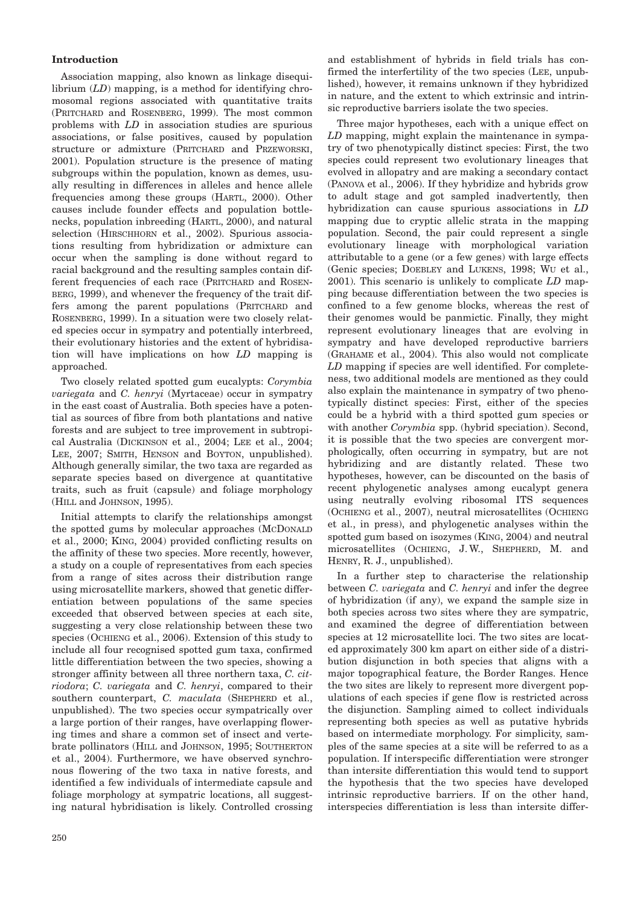## Introduction

Association mapping, also known as linkage disequilibrium (*LD*) mapping, is a method for identifying chromosomal regions associated with quantitative traits (PRITCHARD and ROSENBERG, 1999). The most common problems with *LD* in association studies are spurious associations, or false positives, caused by population structure or admixture (PRITCHARD and PRZEWORSKI, 2001). Population structure is the presence of mating subgroups within the population, known as demes, usually resulting in differences in alleles and hence allele frequencies among these groups (HARTL, 2000). Other causes include founder effects and population bottlenecks, population inbreeding (HARTL, 2000), and natural selection (HIRSCHHORN et al., 2002). Spurious associations resulting from hybridization or admixture can occur when the sampling is done without regard to racial background and the resulting samples contain different frequencies of each race (PRITCHARD and ROSENBERG, 1999), and whenever the frequency of the trait differs among the parent populations (PRITCHARD and ROSENBERG, 1999). In a situation were two closely related species occur in sympatry and potentially interbreed, their evolutionary histories and the extent of hybridisation will have implications on how *LD* mapping is approached.

Two closely related spotted gum eucalypts: *Corymbia variegata* and *C. henryi* (Myrtaceae) occur in sympatry in the east coast of Australia. Both species have a potential as sources of fibre from both plantations and native forests and are subject to tree improvement in subtropical Australia (DICKINSON et al., 2004; LEE et al., 2004; LEE, 2007; SMITH, HENSON and BOYTON, unpublished). Although generally similar, the two taxa are regarded as separate species based on divergence at quantitative traits, such as fruit (capsule) and foliage morphology (HILL and JOHNSON, 1995).

Initial attempts to clarify the relationships amongst the spotted gums by molecular approaches (MCDONALD et al., 2000; KING, 2004) provided conflicting results on the affinity of these two species. More recently, however, a study on a couple of representatives from each species from a range of sites across their distribution range using microsatellite markers, showed that genetic differentiation between populations of the same species exceeded that observed between species at each site, suggesting a very close relationship between these two species (OCHIENG et al., 2006). Extension of this study to include all four recognised spotted gum taxa, confirmed little differentiation between the two species, showing a stronger affinity between all three northern taxa, *C. citriodora*; *C. variegata* and *C. henryi*, compared to their southern counterpart, *C. maculata* (SHEPHERD et al., unpublished). The two species occur sympatrically over a large portion of their ranges, have overlapping flowering times and share a common set of insect and vertebrate pollinators (HILL and JOHNSON, 1995; SOUTHERTON et al., 2004). Furthermore, we have observed synchronous flowering of the two taxa in native forests, and identified a few individuals of intermediate capsule and foliage morphology at sympatric locations, all suggesting natural hybridisation is likely. Controlled crossing and establishment of hybrids in field trials has confirmed the interfertility of the two species (LEE, unpublished), however, it remains unknown if they hybridized in nature, and the extent to which extrinsic and intrinsic reproductive barriers isolate the two species.

Three major hypotheses, each with a unique effect on *LD* mapping, might explain the maintenance in sympatry of two phenotypically distinct species: First, the two species could represent two evolutionary lineages that evolved in allopatry and are making a secondary contact (PANOVA et al., 2006). If they hybridize and hybrids grow to adult stage and got sampled inadvertently, then hybridization can cause spurious associations in *LD* mapping due to cryptic allelic strata in the mapping population. Second, the pair could represent a single evolutionary lineage with morphological variation attributable to a gene (or a few genes) with large effects (Genic species; DOEBLEY and LUKENS, 1998; WU et al., 2001). This scenario is unlikely to complicate *LD* mapping because differentiation between the two species is confined to a few genome blocks, whereas the rest of their genomes would be panmictic. Finally, they might represent evolutionary lineages that are evolving in sympatry and have developed reproductive barriers (GRAHAME et al., 2004). This also would not complicate *LD* mapping if species are well identified. For completeness, two additional models are mentioned as they could also explain the maintenance in sympatry of two phenotypically distinct species: First, either of the species could be a hybrid with a third spotted gum species or with another *Corymbia* spp. (hybrid speciation). Second, it is possible that the two species are convergent morphologically, often occurring in sympatry, but are not hybridizing and are distantly related. These two hypotheses, however, can be discounted on the basis of recent phylogenetic analyses among eucalypt genera using neutrally evolving ribosomal ITS sequences (OCHIENG et al., 2007), neutral microsatellites (OCHIENG et al., in press), and phylogenetic analyses within the spotted gum based on isozymes (KING, 2004) and neutral microsatellites (OCHIENG, J. W., SHEPHERD, M. and HENRY, R. J., unpublished).

In a further step to characterise the relationship between *C. variegata* and *C. henryi* and infer the degree of hybridization (if any), we expand the sample size in both species across two sites where they are sympatric, and examined the degree of differentiation between species at 12 microsatellite loci. The two sites are located approximately 300 km apart on either side of a distribution disjunction in both species that aligns with a major topographical feature, the Border Ranges. Hence the two sites are likely to represent more divergent populations of each species if gene flow is restricted across the disjunction. Sampling aimed to collect individuals representing both species as well as putative hybrids based on intermediate morphology. For simplicity, samples of the same species at a site will be referred to as a population. If interspecific differentiation were stronger than intersite differentiation this would tend to support the hypothesis that the two species have developed intrinsic reproductive barriers. If on the other hand, interspecies differentiation is less than intersite differ-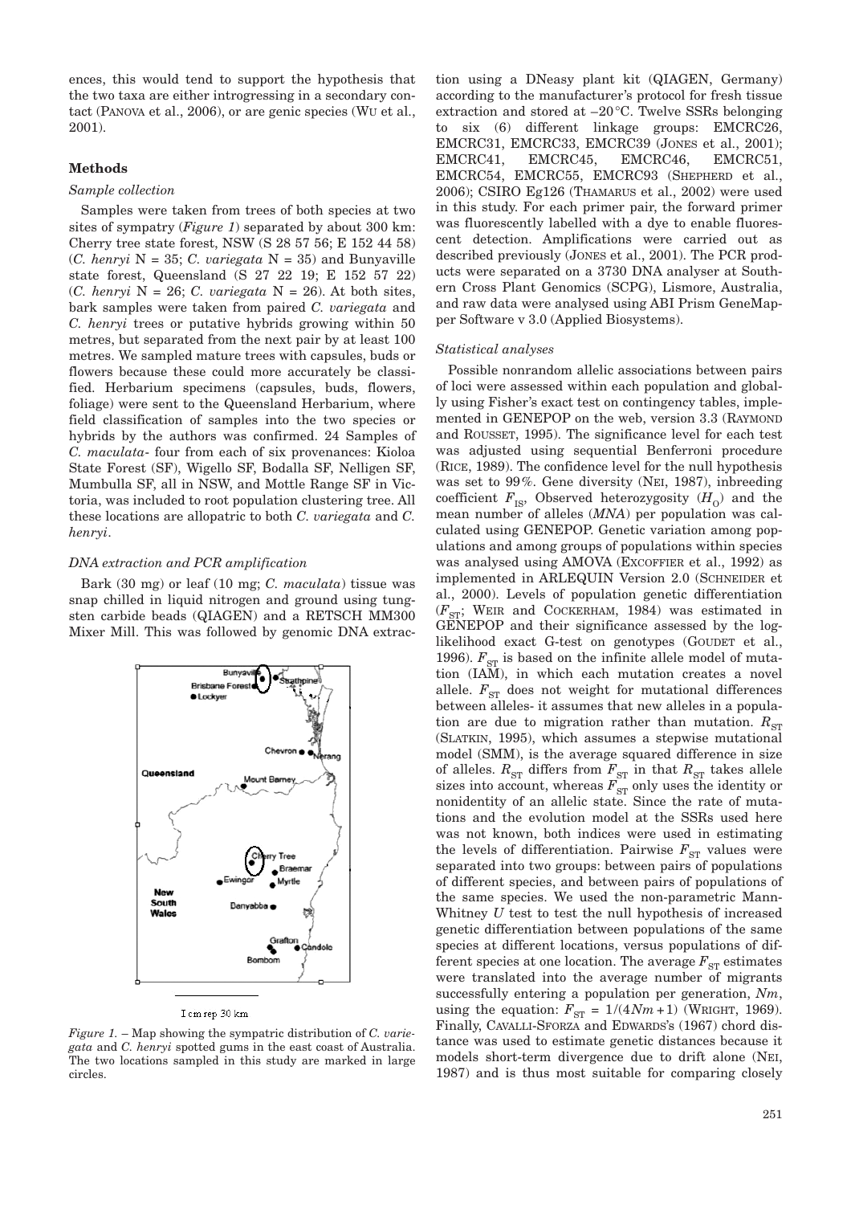ences, this would tend to support the hypothesis that the two taxa are either introgressing in a secondary contact (PANOVA et al., 2006), or are genic species (WU et al., 2001).

### Methods

#### *Sample collection*

Samples were taken from trees of both species at two sites of sympatry (*Figure 1*) separated by about 300 km: Cherry tree state forest, NSW (S 28 57 56; E 152 44 58) (*C. henryi* N = 35; *C. variegata* N = 35) and Bunyaville state forest, Queensland (S 27 22 19; E 152 57 22) (*C. henryi* N = 26; *C. variegata* N = 26). At both sites, bark samples were taken from paired *C. variegata* and *C. henryi* trees or putative hybrids growing within 50 metres, but separated from the next pair by at least 100 metres. We sampled mature trees with capsules, buds or flowers because these could more accurately be classified. Herbarium specimens (capsules, buds, flowers, foliage) were sent to the Queensland Herbarium, where field classification of samples into the two species or hybrids by the authors was confirmed. 24 Samples of *C. maculata*- four from each of six provenances: Kioloa State Forest (SF), Wigello SF, Bodalla SF, Nelligen SF, Mumbulla SF, all in NSW, and Mottle Range SF in Victoria, was included to root population clustering tree. All these locations are allopatric to both *C. variegata* and *C. henryi*.

#### *DNA extraction and PCR amplification*

Bark (30 mg) or leaf (10 mg; *C. maculata*) tissue was snap chilled in liquid nitrogen and ground using tungsten carbide beads (QIAGEN) and a RETSCH MM300 Mixer Mill. This was followed by genomic DNA extraction using a DNeasy plant kit (QIAGEN, Germany) according to the manufacturer's protocol for fresh tissue extraction and stored at –20 °C. Twelve SSRs belonging to six (6) different linkage groups: EMCRC26, EMCRC31, EMCRC33, EMCRC39 (JONES et al., 2001); EMCRC41, EMCRC45, EMCRC46, EMCRC51, EMCRC54, EMCRC55, EMCRC93 (SHEPHERD et al., 2006); CSIRO Eg126 (THAMARUS et al., 2002) were used in this study. For each primer pair, the forward primer was fluorescently labelled with a dye to enable fluorescent detection. Amplifications were carried out as described previously (JONES et al., 2001). The PCR products were separated on a 3730 DNA analyser at Southern Cross Plant Genomics (SCPG), Lismore, Australia, and raw data were analysed using ABI Prism GeneMapper Software v 3.0 (Applied Biosystems).

*Figure 1.* – Map showing the sympatric distribution of *C. variegata* and *C. henryi* spotted gums in the east coast of Australia. The two locations sampled in this study are marked in large circles.

#### *Statistical analyses*

Possible nonrandom allelic associations between pairs of loci were assessed within each population and globally using Fisher's exact test on contingency tables, implemented in GENEPOP on the web, version 3.3 (RAYMOND and ROUSSET, 1995). The significance level for each test was adjusted using sequential Benferroni procedure (RICE, 1989). The confidence level for the null hypothesis was set to 99%. Gene diversity (NEI, 1987), inbreeding coefficient $F_{IS}$, Observed heterozygosity ($H_O$) and the mean number of alleles (*MNA*) per population was calculated using GENEPOP. Genetic variation among populations and among groups of populations within species was analysed using AMOVA (EXCOFFIER et al., 1992) as implemented in ARLEQUIN Version 2.0 (SCHNEIDER et al., 2000). Levels of population genetic differentiation ($F_{ST}$; WEIR and COCKERHAM, 1984) was estimated in GENEPOP and their significance assessed by the log-likelihood exact G-test on genotypes (GOUDET et al., 1996). $F_{ST}$ is based on the infinite allele model of mutation (IAM), in which each mutation creates a novel allele. $F_{ST}$ does not weight for mutational differences between alleles- it assumes that new alleles in a population are due to migration rather than mutation. $R_{ST}$ (SLATKIN, 1995), which assumes a stepwise mutational model (SMM), is the average squared difference in size of alleles. $R_{ST}$ differs from $F_{ST}$ in that $R_{ST}$ takes allele sizes into account, whereas $F_{ST}$ only uses the identity or nonidentity of an allelic state. Since the rate of mutations and the evolution model at the SSRs used here was not known, both indices were used in estimating the levels of differentiation. Pairwise $F_{ST}$ values were separated into two groups: between pairs of populations of different species, and between pairs of populations of the same species. We used the non-parametric Mann-Whitney *U* test to test the null hypothesis of increased genetic differentiation between populations of the same species at different locations, versus populations of different species at one location. The average $F_{ST}$ estimates were translated into the average number of migrants entering a population per generation, *Nm*, using the equation: $F_{ST} = 1/(4Nm+1)$ (WRIGHT, 1969). Finally, CAVALLI-SFORZA and EDWARDS's (1967) chord distance was used to estimate genetic distances because it models short-term divergence due to drift alone (NEI, 1987) and is thus most suitable for comparing closely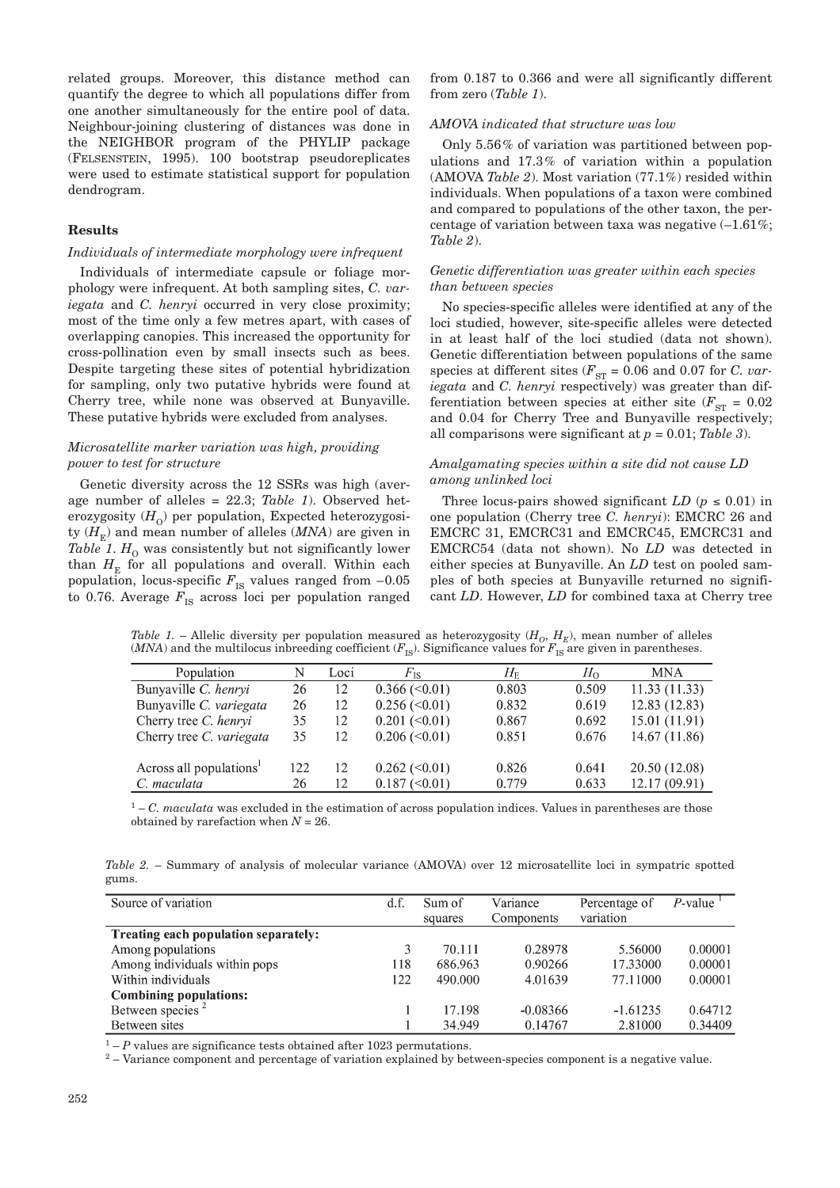related groups. Moreover, this distance method can quantify the degree to which all populations differ from one another simultaneously for the entire pool of data. Neighbour-joining clustering of distances was done in the NEIGHBOR program of the PHYLIP package (FELSENSTEIN, 1995). 100 bootstrap pseudoreplicates were used to estimate statistical support for population dendrogram.

## Results

### *Individuals of intermediate morphology were infrequent*

Individuals of intermediate capsule or foliage morphology were infrequent. At both sampling sites, *C. variegata* and *C. henryi* occurred in very close proximity; most of the time only a few metres apart, with cases of overlapping canopies. This increased the opportunity for cross-pollination even by small insects such as bees. Despite targeting these sites of potential hybridization for sampling, only two putative hybrids were found at Cherry tree, while none was observed at Bunyaville. These putative hybrids were excluded from analyses.

### *Microsatellite marker variation was high, providing power to test for structure*

Genetic diversity across the 12 SSRs was high (average number of alleles = 22.3; *Table 1*). Observed heterozygosity ($H_O$) per population, Expected heterozygosity ($H_E$) and mean number of alleles (*MNA*) are given in *Table 1*. $H_O$ was consistently but not significantly lower than $H_E$ for all populations and overall. Within each population, locus-specific $F_{IS}$ values ranged from –0.05 to 0.76. Average $F_{IS}$ across loci per population ranged from 0.187 to 0.366 and were all significantly different from zero (*Table 1*).

### *AMOVA indicated that structure was low*

Only 5.56% of variation was partitioned between populations and 17.3% of variation within a population (AMOVA *Table 2*). Most variation (77.1%) resided within individuals. When populations of a taxon were combined and compared to populations of the other taxon, the percentage of variation between taxa was negative (–1.61%; *Table 2*).

### *Genetic differentiation was greater within each species than between species*

No species-specific alleles were identified at any of the loci studied, however, site-specific alleles were detected in at least half of the loci studied (data not shown). Genetic differentiation between populations of the same species at different sites ($F_{ST}$ = 0.06 and 0.07 for *C. variegata* and *C. henryi* respectively) was greater than differentiation between species at either site ($F_{ST}$ = 0.02 and 0.04 for Cherry Tree and Bunyaville respectively; all comparisons were significant at $p$ = 0.01; *Table 3*).

### *Amalgamating species within a site did not cause LD among unlinked loci*

Three locus-pairs showed significant *LD* ($p \leq 0.01$) in one population (Cherry tree *C. henryi*): EMCRC 26 and EMCRC 31, EMCRC31 and EMCRC45, EMCRC31 and EMCRC54 (data not shown). No *LD* was detected in either species at Bunyaville. An *LD* test on pooled samples of both species at Bunyaville returned no significant *LD*. However, *LD* for combined taxa at Cherry tree

*Table 1.* – Allelic diversity per population measured as heterozygosity ($H_O$, $H_E$), mean number of alleles (*MNA*) and the multilocus inbreeding coefficient ($F_{IS}$). Significance values for $F_{IS}$ are given in parentheses.

| Population | N | Loci | $F_{IS}$ | $H_E$ | $H_O$ | MNA |
|---|---|---|---|---|---|---|
| Bunyaville *C. henryi* | 26 | 12 | 0.366 (<0.01) | 0.803 | 0.509 | 11.33 (11.33) |
| Bunyaville *C. variegata* | 26 | 12 | 0.256 (<0.01) | 0.832 | 0.619 | 12.83 (12.83) |
| Cherry tree *C. henryi* | 35 | 12 | 0.201 (<0.01) | 0.867 | 0.692 | 15.01 (11.91) |
| Cherry tree *C. variegata* | 35 | 12 | 0.206 (<0.01) | 0.851 | 0.676 | 14.67 (11.86) |
| Across all populations[1] | 122 | 12 | 0.262 (<0.01) | 0.826 | 0.641 | 20.50 (12.08) |
| *C. maculata* | 26 | 12 | 0.187 (<0.01) | 0.779 | 0.633 | 12.17 (09.91) |

[1] – *C. maculata* was excluded in the estimation of across population indices. Values in parentheses are those obtained by rarefaction when $N$ = 26.

*Table 2.* – Summary of analysis of molecular variance (AMOVA) over 12 microsatellite loci in sympatric spotted gums.

| Source of variation | d.f. | Sum of squares | Variance Components | Percentage of variation | *P*-value [1] |
|---|---|---|---|---|---|
| **Treating each population separately:** | | | | | |
| Among populations | 3 | 70.111 | 0.28978 | 5.56000 | 0.00001 |
| Among individuals within pops | 118 | 686.963 | 0.90266 | 17.33000 | 0.00001 |
| Within individuals | 122 | 490.000 | 4.01639 | 77.11000 | 0.00001 |
| **Combining populations:** | | | | | |
| Between species [2] | 1 | 17.198 | -0.08366 | -1.61235 | 0.64712 |
| Between sites | 1 | 34.949 | 0.14767 | 2.81000 | 0.34409 |

[1] – *P* values are significance tests obtained after 1023 permutations.
[2] – Variance component and percentage of variation explained by between-species component is a negative value.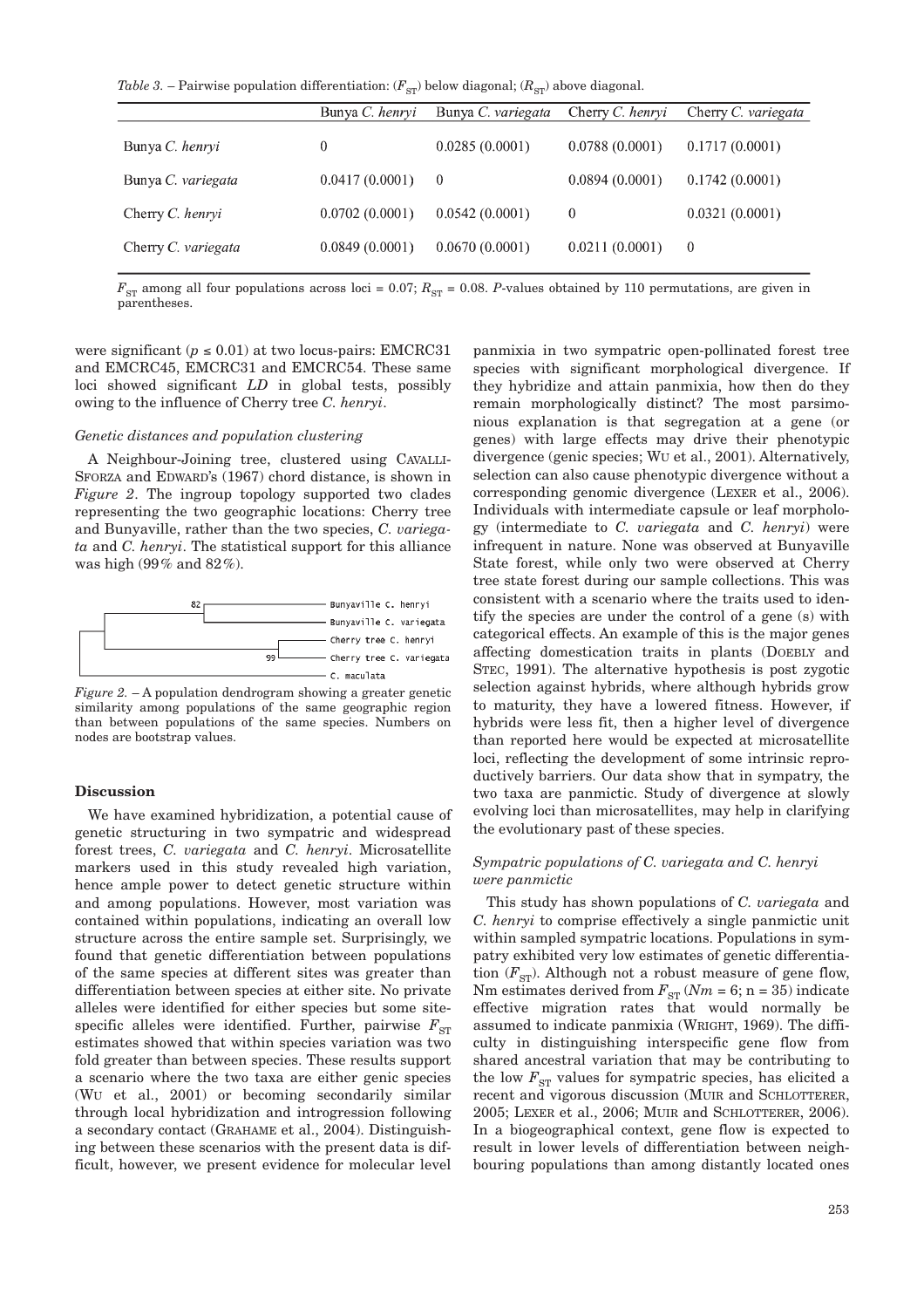*Table 3.* – Pairwise population differentiation: ($F_{ST}$) below diagonal; ($R_{ST}$) above diagonal.

| | Bunya *C. henryi* | Bunya *C. variegata* | Cherry *C. henryi* | Cherry *C. variegata* |
|---|---|---|---|---|
| Bunya *C. henryi* | 0 | 0.0285 (0.0001) | 0.0788 (0.0001) | 0.1717 (0.0001) |
| Bunya *C. variegata* | 0.0417 (0.0001) | 0 | 0.0894 (0.0001) | 0.1742 (0.0001) |
| Cherry *C. henryi* | 0.0702 (0.0001) | 0.0542 (0.0001) | 0 | 0.0321 (0.0001) |
| Cherry *C. variegata* | 0.0849 (0.0001) | 0.0670 (0.0001) | 0.0211 (0.0001) | 0 |

$F_{ST}$ among all four populations across loci = 0.07; $R_{ST}$ = 0.08. *P*-values obtained by 110 permutations, are given in parentheses.

were significant ($p \leq 0.01$) at two locus-pairs: EMCRC31 and EMCRC45, EMCRC31 and EMCRC54. These same loci showed significant *LD* in global tests, possibly owing to the influence of Cherry tree *C. henryi*.

### *Genetic distances and population clustering*

A Neighbour-Joining tree, clustered using CAVALLI-SFORZA and EDWARD's (1967) chord distance, is shown in *Figure 2*. The ingroup topology supported two clades representing the two geographic locations: Cherry tree and Bunyaville, rather than the two species, *C. variegata* and *C. henryi*. The statistical support for this alliance was high (99% and 82%).

*Figure 2.* – A population dendrogram showing a greater genetic similarity among populations of the same geographic region than between populations of the same species. Numbers on nodes are bootstrap values.

## Discussion

We have examined hybridization, a potential cause of genetic structuring in two sympatric and widespread forest trees, *C. variegata* and *C. henryi*. Microsatellite markers used in this study revealed high variation, hence ample power to detect genetic structure within and among populations. However, most variation was contained within populations, indicating an overall low structure across the entire sample set. Surprisingly, we found that genetic differentiation between populations of the same species at different sites was greater than differentiation between species at either site. No private alleles were identified for either species but some site-specific alleles were identified. Further, pairwise $F_{ST}$ estimates showed that within species variation was two fold greater than between species. These results support a scenario where the two taxa are either genic species (WU et al., 2001) or becoming secondarily similar through local hybridization and introgression following a secondary contact (GRAHAME et al., 2004). Distinguishing between these scenarios with the present data is difficult, however, we present evidence for molecular level panmixia in two sympatric open-pollinated forest tree species with significant morphological divergence. If they hybridize and attain panmixia, how then do they remain morphologically distinct? The most parsimonious explanation is that segregation at a gene (or genes) with large effects may drive their phenotypic divergence (genic species; WU et al., 2001). Alternatively, selection can also cause phenotypic divergence without a corresponding genomic divergence (LEXER et al., 2006). Individuals with intermediate capsule or leaf morphology (intermediate to *C. variegata* and *C. henryi*) were infrequent in nature. None was observed at Bunyaville State forest, while only two were observed at Cherry tree state forest during our sample collections. This was consistent with a scenario where the traits used to identify the species are under the control of a gene (s) with categorical effects. An example of this is the major genes affecting domestication traits in plants (DOEBLY and STEC, 1991). The alternative hypothesis is post zygotic selection against hybrids, where although hybrids grow to maturity, they have a lowered fitness. However, if hybrids were less fit, then a higher level of divergence than reported here would be expected at microsatellite loci, reflecting the development of some intrinsic reproductively barriers. Our data show that in sympatry, the two taxa are panmictic. Study of divergence at slowly evolving loci than microsatellites, may help in clarifying the evolutionary past of these species.

### *Sympatric populations of C. variegata and C. henryi were panmictic*

This study has shown populations of *C. variegata* and *C. henryi* to comprise effectively a single panmictic unit within sampled sympatric locations. Populations in sympatry exhibited very low estimates of genetic differentiation ($F_{ST}$). Although not a robust measure of gene flow, Nm estimates derived from $F_{ST}$ ($Nm = 6$; n = 35) indicate effective migration rates that would normally be assumed to indicate panmixia (WRIGHT, 1969). The difficulty in distinguishing interspecific gene flow from shared ancestral variation that may be contributing to the low $F_{ST}$ values for sympatric species, has elicited a recent and vigorous discussion (MUIR and SCHLOTTERER, 2005; LEXER et al., 2006; MUIR and SCHLOTTERER, 2006). In a biogeographical context, gene flow is expected to result in lower levels of differentiation between neighbouring populations than among distantly located ones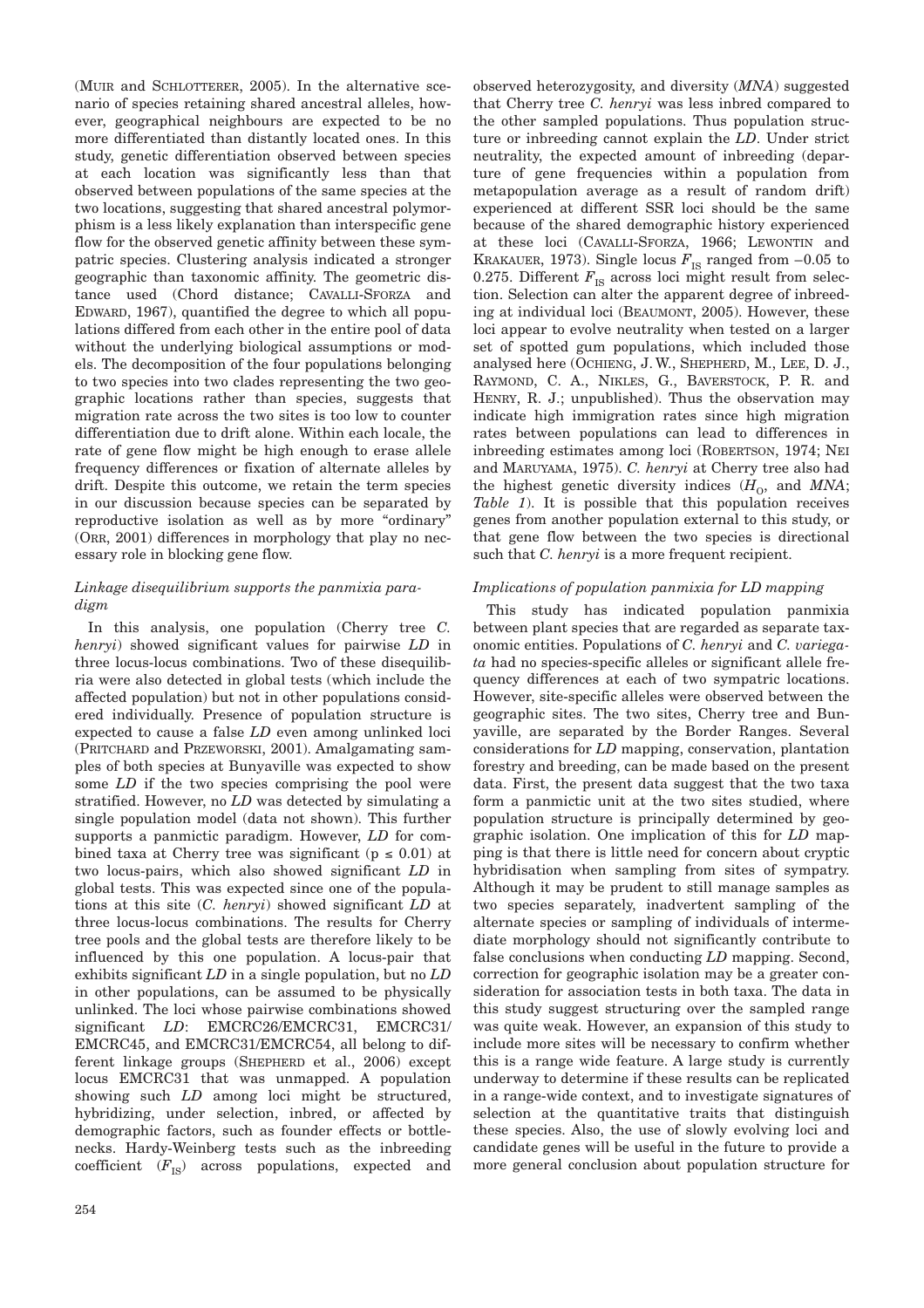(MUIR and SCHLOTTERER, 2005). In the alternative scenario of species retaining shared ancestral alleles, however, geographical neighbours are expected to be no more differentiated than distantly located ones. In this study, genetic differentiation observed between species at each location was significantly less than that observed between populations of the same species at the two locations, suggesting that shared ancestral polymorphism is a less likely explanation than interspecific gene flow for the observed genetic affinity between these sympatric species. Clustering analysis indicated a stronger geographic than taxonomic affinity. The geometric distance used (Chord distance; CAVALLI-SFORZA and EDWARD, 1967), quantified the degree to which all populations differed from each other in the entire pool of data without the underlying biological assumptions or models. The decomposition of the four populations belonging to two species into two clades representing the two geographic locations rather than species, suggests that migration rate across the two sites is too low to counter differentiation due to drift alone. Within each locale, the rate of gene flow might be high enough to erase allele frequency differences or fixation of alternate alleles by drift. Despite this outcome, we retain the term species in our discussion because species can be separated by reproductive isolation as well as by more "ordinary" (ORR, 2001) differences in morphology that play no necessary role in blocking gene flow.

### *Linkage disequilibrium supports the panmixia paradigm*

In this analysis, one population (Cherry tree *C. henryi*) showed significant values for pairwise *LD* in three locus-locus combinations. Two of these disequilibria were also detected in global tests (which include the affected population) but not in other populations considered individually. Presence of population structure is expected to cause a false *LD* even among unlinked loci (PRITCHARD and PRZEWORSKI, 2001). Amalgamating samples of both species at Bunyaville was expected to show some *LD* if the two species comprising the pool were stratified. However, no *LD* was detected by simulating a single population model (data not shown). This further supports a panmictic paradigm. However, *LD* for combined taxa at Cherry tree was significant ($p \leq 0.01$) at two locus-pairs, which also showed significant *LD* in global tests. This was expected since one of the populations at this site (*C. henryi*) showed significant *LD* at three locus-locus combinations. The results for Cherry tree pools and the global tests are therefore likely to be influenced by this one population. A locus-pair that exhibits significant *LD* in a single population, but no *LD* in other populations, can be assumed to be physically unlinked. The loci whose pairwise combinations showed significant *LD*: EMCRC26/EMCRC31, EMCRC31/EMCRC45, and EMCRC31/EMCRC54, all belong to different linkage groups (SHEPHERD et al., 2006) except locus EMCRC31 that was unmapped. A population showing such *LD* among loci might be structured, hybridizing, under selection, inbred, or affected by demographic factors, such as founder effects or bottlenecks. Hardy-Weinberg tests such as the inbreeding coefficient ($F_{IS}$) across populations, expected and observed heterozygosity, and diversity (*MNA*) suggested that Cherry tree *C. henryi* was less inbred compared to the other sampled populations. Thus population structure or inbreeding cannot explain the *LD*. Under strict neutrality, the expected amount of inbreeding (departure of gene frequencies within a population from metapopulation average as a result of random drift) experienced at different SSR loci should be the same because of the shared demographic history experienced at these loci (CAVALLI-SFORZA, 1966; LEWONTIN and KRAKAUER, 1973). Single locus $F_{IS}$ ranged from $-0.05$ to 0.275. Different $F_{IS}$ across loci might result from selection. Selection can alter the apparent degree of inbreeding at individual loci (BEAUMONT, 2005). However, these loci appear to evolve neutrality when tested on a larger set of spotted gum populations, which included those analysed here (OCHIENG, J. W., SHEPHERD, M., LEE, D. J., RAYMOND, C. A., NIKLES, G., BAVERSTOCK, P. R. and HENRY, R. J.; unpublished). Thus the observation may indicate high immigration rates since high migration rates between populations can lead to differences in inbreeding estimates among loci (ROBERTSON, 1974; NEI and MARUYAMA, 1975). *C. henryi* at Cherry tree also had the highest genetic diversity indices ($H_O$, and *MNA*; *Table 1*). It is possible that this population receives genes from another population external to this study, or that gene flow between the two species is directional such that *C. henryi* is a more frequent recipient.

### *Implications of population panmixia for LD mapping*

This study has indicated population panmixia between plant species that are regarded as separate taxonomic entities. Populations of *C. henryi* and *C. variegata* had no species-specific alleles or significant allele frequency differences at each of two sympatric locations. However, site-specific alleles were observed between the geographic sites. The two sites, Cherry tree and Bunyaville, are separated by the Border Ranges. Several considerations for *LD* mapping, conservation, plantation forestry and breeding, can be made based on the present data. First, the present data suggest that the two taxa form a panmictic unit at the two sites studied, where population structure is principally determined by geographic isolation. One implication of this for *LD* mapping is that there is little need for concern about cryptic hybridisation when sampling from sites of sympatry. Although it may be prudent to still manage samples as two species separately, inadvertent sampling of the alternate species or sampling of individuals of intermediate morphology should not significantly contribute to false conclusions when conducting *LD* mapping. Second, correction for geographic isolation may be a greater consideration for association tests in both taxa. The data in this study suggest structuring over the sampled range was quite weak. However, an expansion of this study to include more sites will be necessary to confirm whether this is a range wide feature. A large study is currently underway to determine if these results can be replicated in a range-wide context, and to investigate signatures of selection at the quantitative traits that distinguish these species. Also, the use of slowly evolving loci and candidate genes will be useful in the future to provide a more general conclusion about population structure for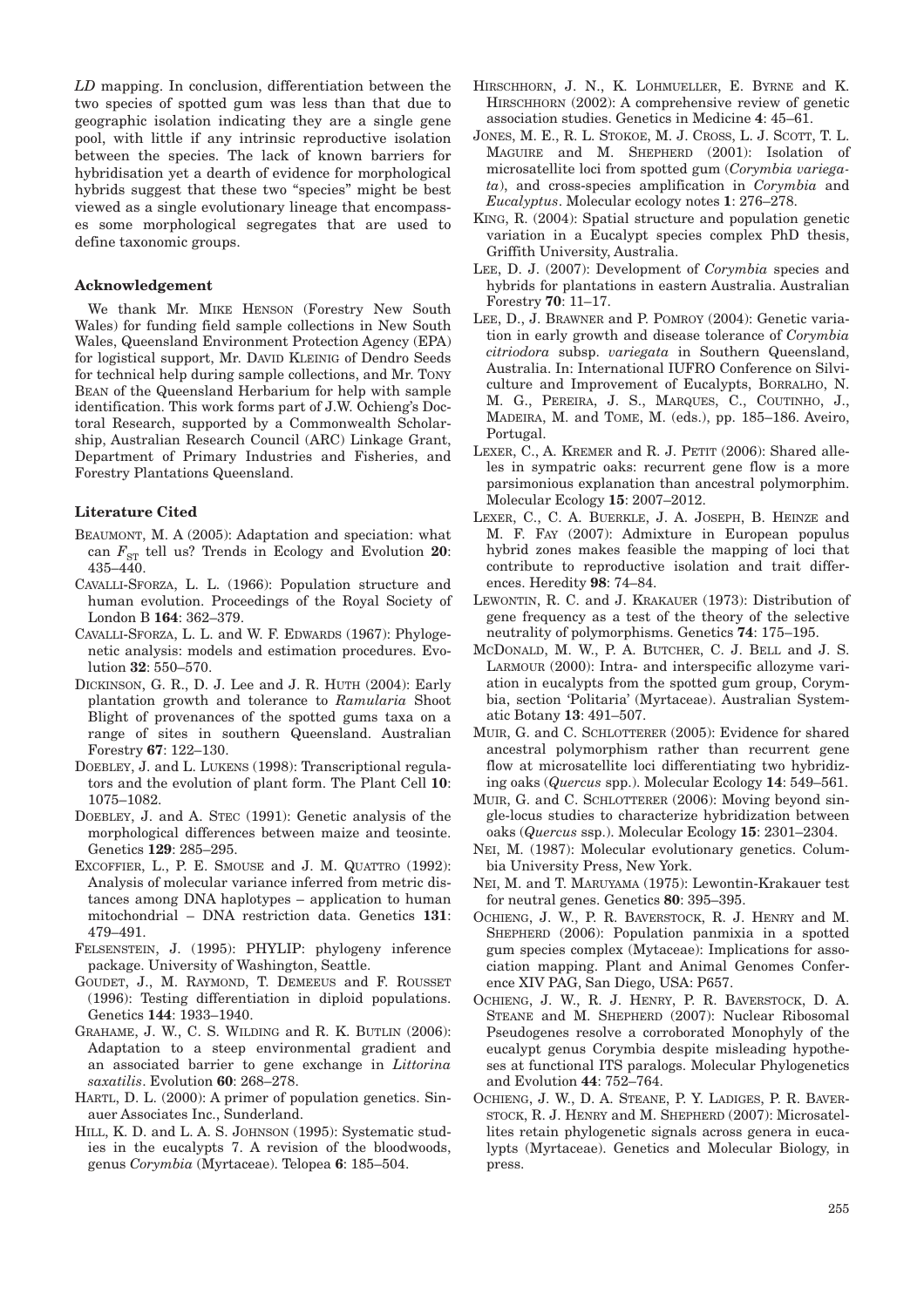*LD* mapping. In conclusion, differentiation between the two species of spotted gum was less than that due to geographic isolation indicating they are a single gene pool, with little if any intrinsic reproductive isolation between the species. The lack of known barriers for hybridisation yet a dearth of evidence for morphological hybrids suggest that these two "species" might be best viewed as a single evolutionary lineage that encompasses some morphological segregates that are used to define taxonomic groups.

### Acknowledgement

We thank Mr. MIKE HENSON (Forestry New South Wales) for funding field sample collections in New South Wales, Queensland Environment Protection Agency (EPA) for logistical support, Mr. DAVID KLEINIG of Dendro Seeds for technical help during sample collections, and Mr. TONY BEAN of the Queensland Herbarium for help with sample identification. This work forms part of J.W. Ochieng's Doctoral Research, supported by a Commonwealth Scholarship, Australian Research Council (ARC) Linkage Grant, Department of Primary Industries and Fisheries, and Forestry Plantations Queensland.

### Literature Cited

BEAUMONT, M. A (2005): Adaptation and speciation: what can $F_{ST}$ tell us? Trends in Ecology and Evolution **20**: 435–440.

CAVALLI-SFORZA, L. L. (1966): Population structure and human evolution. Proceedings of the Royal Society of London B **164**: 362–379.

CAVALLI-SFORZA, L. L. and W. F. EDWARDS (1967): Phylogenetic analysis: models and estimation procedures. Evolution **32**: 550–570.

DICKINSON, G. R., D. J. Lee and J. R. HUTH (2004): Early plantation growth and tolerance to *Ramularia* Shoot Blight of provenances of the spotted gums taxa on a range of sites in southern Queensland. Australian Forestry **67**: 122–130.

DOEBLEY, J. and L. LUKENS (1998): Transcriptional regulators and the evolution of plant form. The Plant Cell **10**: 1075–1082.

DOEBLEY, J. and A. STEC (1991): Genetic analysis of the morphological differences between maize and teosinte. Genetics **129**: 285–295.

EXCOFFIER, L., P. E. SMOUSE and J. M. QUATTRO (1992): Analysis of molecular variance inferred from metric distances among DNA haplotypes – application to human mitochondrial – DNA restriction data. Genetics **131**: 479–491.

FELSENSTEIN, J. (1995): PHYLIP: phylogeny inference package. University of Washington, Seattle.

GOUDET, J., M. RAYMOND, T. DEMEEUS and F. ROUSSET (1996): Testing differentiation in diploid populations. Genetics **144**: 1933–1940.

GRAHAME, J. W., C. S. WILDING and R. K. BUTLIN (2006): Adaptation to a steep environmental gradient and an associated barrier to gene exchange in *Littorina saxatilis*. Evolution **60**: 268–278.

HARTL, D. L. (2000): A primer of population genetics. Sinauer Associates Inc., Sunderland.

HILL, K. D. and L. A. S. JOHNSON (1995): Systematic studies in the eucalypts 7. A revision of the bloodwoods, genus *Corymbia* (Myrtaceae). Telopea **6**: 185–504.

HIRSCHHORN, J. N., K. LOHMUELLER, E. BYRNE and K. HIRSCHHORN (2002): A comprehensive review of genetic association studies. Genetics in Medicine **4**: 45–61.

JONES, M. E., R. L. STOKOE, M. J. CROSS, L. J. SCOTT, T. L. MAGUIRE and M. SHEPHERD (2001): Isolation of microsatellite loci from spotted gum (*Corymbia variegata*), and cross-species amplification in *Corymbia* and *Eucalyptus*. Molecular ecology notes **1**: 276–278.

KING, R. (2004): Spatial structure and population genetic variation in a Eucalypt species complex PhD thesis, Griffith University, Australia.

LEE, D. J. (2007): Development of *Corymbia* species and hybrids for plantations in eastern Australia. Australian Forestry **70**: 11–17.

LEE, D., J. BRAWNER and P. POMROY (2004): Genetic variation in early growth and disease tolerance of *Corymbia citriodora* subsp. *variegata* in Southern Queensland, Australia. In: International IUFRO Conference on Silviculture and Improvement of Eucalypts, BORRALHO, N. M. G., PEREIRA, J. S., MARQUES, C., COUTINHO, J., MADEIRA, M. and TOME, M. (eds.), pp. 185–186. Aveiro, Portugal.

LEXER, C., A. KREMER and R. J. PETIT (2006): Shared alleles in sympatric oaks: recurrent gene flow is a more parsimonious explanation than ancestral polymorphim. Molecular Ecology **15**: 2007–2012.

LEXER, C., C. A. BUERKLE, J. A. JOSEPH, B. HEINZE and M. F. FAY (2007): Admixture in European populus hybrid zones makes feasible the mapping of loci that contribute to reproductive isolation and trait differences. Heredity **98**: 74–84.

LEWONTIN, R. C. and J. KRAKAUER (1973): Distribution of gene frequency as a test of the theory of the selective neutrality of polymorphisms. Genetics **74**: 175–195.

MCDONALD, M. W., P. A. BUTCHER, C. J. BELL and J. S. LARMOUR (2000): Intra- and interspecific allozyme variation in eucalypts from the spotted gum group, Corymbia, section 'Politaria' (Myrtaceae). Australian Systematic Botany **13**: 491–507.

MUIR, G. and C. SCHLOTTERER (2005): Evidence for shared ancestral polymorphism rather than recurrent gene flow at microsatellite loci differentiating two hybridizing oaks (*Quercus* spp.). Molecular Ecology **14**: 549–561.

MUIR, G. and C. SCHLOTTERER (2006): Moving beyond single-locus studies to characterize hybridization between oaks (*Quercus* ssp.). Molecular Ecology **15**: 2301–2304.

NEI, M. (1987): Molecular evolutionary genetics. Columbia University Press, New York.

NEI, M. and T. MARUYAMA (1975): Lewontin-Krakauer test for neutral genes. Genetics **80**: 395–395.

OCHIENG, J. W., P. R. BAVERSTOCK, R. J. HENRY and M. SHEPHERD (2006): Population panmixia in a spotted gum species complex (Mytaceae): Implications for association mapping. Plant and Animal Genomes Conference XIV PAG, San Diego, USA: P657.

OCHIENG, J. W., R. J. HENRY, P. R. BAVERSTOCK, D. A. STEANE and M. SHEPHERD (2007): Nuclear Ribosomal Pseudogenes resolve a corroborated Monophyly of the eucalypt genus Corymbia despite misleading hypotheses at functional ITS paralogs. Molecular Phylogenetics and Evolution **44**: 752–764.

OCHIENG, J. W., D. A. STEANE, P. Y. LADIGES, P. R. BAVERSTOCK, R. J. HENRY and M. SHEPHERD (2007): Microsatellites retain phylogenetic signals across genera in eucalypts (Myrtaceae). Genetics and Molecular Biology, in press.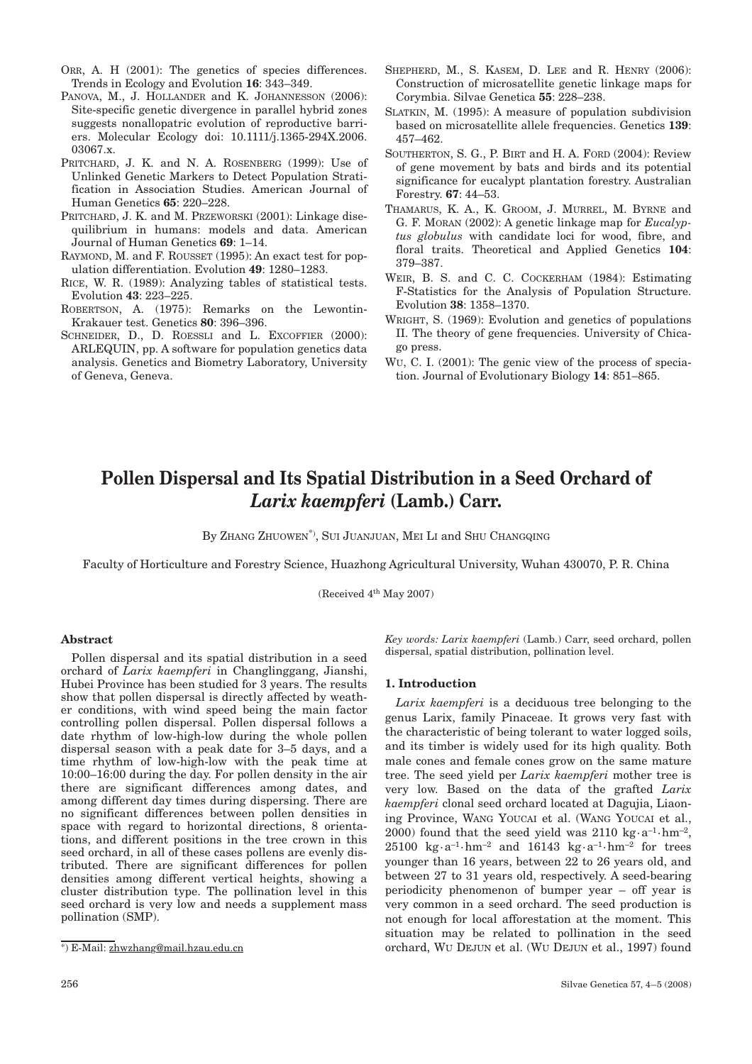ORR, A. H (2001): The genetics of species differences. Trends in Ecology and Evolution **16**: 343–349.

PANOVA, M., J. HOLLANDER and K. JOHANNESSON (2006): Site-specific genetic divergence in parallel hybrid zones suggests nonallopatric evolution of reproductive barriers. Molecular Ecology doi: 10.1111/j.1365-294X.2006.03067.x.

PRITCHARD, J. K. and N. A. ROSENBERG (1999): Use of Unlinked Genetic Markers to Detect Population Stratification in Association Studies. American Journal of Human Genetics **65**: 220–228.

PRITCHARD, J. K. and M. PRZEWORSKI (2001): Linkage disequilibrium in humans: models and data. American Journal of Human Genetics **69**: 1–14.

RAYMOND, M. and F. ROUSSET (1995): An exact test for population differentiation. Evolution **49**: 1280–1283.

RICE, W. R. (1989): Analyzing tables of statistical tests. Evolution **43**: 223–225.

ROBERTSON, A. (1975): Remarks on the Lewontin-Krakauer test. Genetics **80**: 396–396.

SCHNEIDER, D., D. ROESSLI and L. EXCOFFIER (2000): ARLEQUIN, pp. A software for population genetics data analysis. Genetics and Biometry Laboratory, University of Geneva, Geneva.

SHEPHERD, M., S. KASEM, D. LEE and R. HENRY (2006): Construction of microsatellite genetic linkage maps for Corymbia. Silvae Genetica **55**: 228–238.

SLATKIN, M. (1995): A measure of population subdivision based on microsatellite allele frequencies. Genetics **139**: 457–462.

SOUTHERTON, S. G., P. BIRT and H. A. FORD (2004): Review of gene movement by bats and birds and its potential significance for eucalypt plantation forestry. Australian Forestry. **67**: 44–53.

THAMARUS, K. A., K. GROOM, J. MURREL, M. BYRNE and G. F. MORAN (2002): A genetic linkage map for *Eucalyptus globulus* with candidate loci for wood, fibre, and floral traits. Theoretical and Applied Genetics **104**: 379–387.

WEIR, B. S. and C. C. COCKERHAM (1984): Estimating F-Statistics for the Analysis of Population Structure. Evolution **38**: 1358–1370.

WRIGHT, S. (1969): Evolution and genetics of populations II. The theory of gene frequencies. University of Chicago press.

WU, C. I. (2001): The genic view of the process of speciation. Journal of Evolutionary Biology **14**: 851–865.

# Pollen Dispersal and Its Spatial Distribution in a Seed Orchard of *Larix kaempferi* (Lamb.) Carr.

By ZHANG ZHUOWEN[*], SUI JUANJUAN, MEI LI and SHU CHANGQING

Faculty of Horticulture and Forestry Science, Huazhong Agricultural University, Wuhan 430070, P. R. China

(Received 4th May 2007)

## Abstract

Pollen dispersal and its spatial distribution in a seed orchard of *Larix kaempferi* in Changlinggang, Jianshi, Hubei Province has been studied for 3 years. The results show that pollen dispersal is directly affected by weather conditions, with wind speed being the main factor controlling pollen dispersal. Pollen dispersal follows a date rhythm of low-high-low during the whole pollen dispersal season with a peak date for 3–5 days, and a time rhythm of low-high-low with the peak time at 10:00–16:00 during the day. For pollen density in the air there are significant differences among dates, and among different day times during dispersing. There are no significant differences between pollen densities in space with regard to horizontal directions, 8 orientations, and different positions in the tree crown in this seed orchard, in all of these cases pollens are evenly distributed. There are significant differences for pollen densities among different vertical heights, showing a cluster distribution type. The pollination level in this seed orchard is very low and needs a supplement mass pollination (SMP).

*Key words: Larix kaempferi* (Lamb.) Carr, seed orchard, pollen dispersal, spatial distribution, pollination level.

[*]) E-Mail: zhwzhang@mail.hzau.edu.cn

## 1. Introduction

*Larix kaempferi* is a deciduous tree belonging to the genus Larix, family Pinaceae. It grows very fast with the characteristic of being tolerant to water logged soils, and its timber is widely used for its high quality. Both male cones and female cones grow on the same mature tree. The seed yield per *Larix kaempferi* mother tree is very low. Based on the data of the grafted *Larix kaempferi* clonal seed orchard located at Dagujia, Liaoning Province, WANG YOUCAI et al. (WANG YOUCAI et al., 2000) found that the seed yield was 2110 $kg \cdot a^{-1} \cdot hm^{-2}$, 25100 $kg \cdot a^{-1} \cdot hm^{-2}$ and 16143 $kg \cdot a^{-1} \cdot hm^{-2}$ for trees younger than 16 years, between 22 to 26 years old, and between 27 to 31 years old, respectively. A seed-bearing periodicity phenomenon of bumper year – off year is very common in a seed orchard. The seed production is not enough for local afforestation at the moment. This situation may be related to pollination in the seed orchard, WU DEJUN et al. (WU DEJUN et al., 1997) found